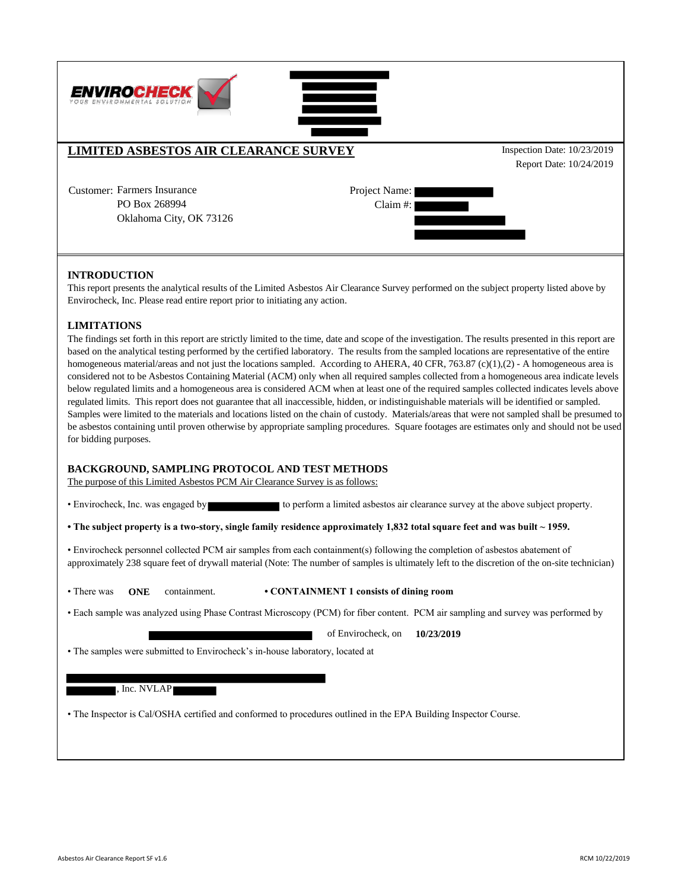ENVIROCHECK
YOUR ENVIRONMENTAL SOLUTION

# LIMITED ASBESTOS AIR CLEARANCE SURVEY

Inspection Date: 10/23/2019
Report Date: 10/24/2019

Customer: Farmers Insurance
PO Box 268994
Oklahoma City, OK 73126

Project Name:
Claim #:

## INTRODUCTION

This report presents the analytical results of the Limited Asbestos Air Clearance Survey performed on the subject property listed above by Envirocheck, Inc. Please read entire report prior to initiating any action.

## LIMITATIONS

The findings set forth in this report are strictly limited to the time, date and scope of the investigation. The results presented in this report are based on the analytical testing performed by the certified laboratory. The results from the sampled locations are representative of the entire homogeneous material/areas and not just the locations sampled. According to AHERA, 40 CFR, 763.87 (c)(1),(2) - A homogeneous area is considered not to be Asbestos Containing Material (ACM) only when all required samples collected from a homogeneous area indicate levels below regulated limits and a homogeneous area is considered ACM when at least one of the required samples collected indicates levels above regulated limits. This report does not guarantee that all inaccessible, hidden, or indistinguishable materials will be identified or sampled. Samples were limited to the materials and locations listed on the chain of custody. Materials/areas that were not sampled shall be presumed to be asbestos containing until proven otherwise by appropriate sampling procedures. Square footages are estimates only and should not be used for bidding purposes.

## BACKGROUND, SAMPLING PROTOCOL AND TEST METHODS

The purpose of this Limited Asbestos PCM Air Clearance Survey is as follows:

• Envirocheck, Inc. was engaged by to perform a limited asbestos air clearance survey at the above subject property.

**• The subject property is a two-story, single family residence approximately 1,832 total square feet and was built ~ 1959.**

• Envirocheck personnel collected PCM air samples from each containment(s) following the completion of asbestos abatement of approximately 238 square feet of drywall material (Note: The number of samples is ultimately left to the discretion of the on-site technician)

• There was **ONE** containment. **• CONTAINMENT 1 consists of dining room**

• Each sample was analyzed using Phase Contrast Microscopy (PCM) for fiber content. PCM air sampling and survey was performed by of Envirocheck, on **10/23/2019**

• The samples were submitted to Envirocheck's in-house laboratory, located at

, Inc. NVLAP

• The Inspector is Cal/OSHA certified and conformed to procedures outlined in the EPA Building Inspector Course.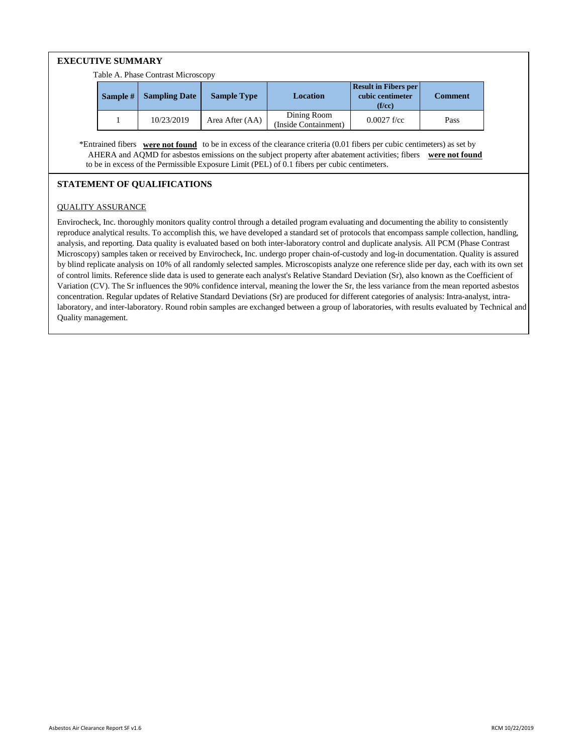## EXECUTIVE SUMMARY

Table A. Phase Contrast Microscopy

| Sample # | Sampling Date | Sample Type | Location | Result in Fibers per cubic centimeter (f/cc) | Comment |
|---|---|---|---|---|---|
| 1 | 10/23/2019 | Area After (AA) | Dining Room (Inside Containment) | 0.0027 f/cc | Pass |

*Entrained fibers **were not found** to be in excess of the clearance criteria (0.01 fibers per cubic centimeters) as set by AHERA and AQMD for asbestos emissions on the subject property after abatement activities; fibers **were not found** to be in excess of the Permissible Exposure Limit (PEL) of 0.1 fibers per cubic centimeters.

## STATEMENT OF QUALIFICATIONS

QUALITY ASSURANCE

Envirocheck, Inc. thoroughly monitors quality control through a detailed program evaluating and documenting the ability to consistently reproduce analytical results. To accomplish this, we have developed a standard set of protocols that encompass sample collection, handling, analysis, and reporting. Data quality is evaluated based on both inter-laboratory control and duplicate analysis. All PCM (Phase Contrast Microscopy) samples taken or received by Envirocheck, Inc. undergo proper chain-of-custody and log-in documentation. Quality is assured by blind replicate analysis on 10% of all randomly selected samples. Microscopists analyze one reference slide per day, each with its own set of control limits. Reference slide data is used to generate each analyst's Relative Standard Deviation (Sr), also known as the Coefficient of Variation (CV). The Sr influences the 90% confidence interval, meaning the lower the Sr, the less variance from the mean reported asbestos concentration. Regular updates of Relative Standard Deviations (Sr) are produced for different categories of analysis: Intra-analyst, intra-laboratory, and inter-laboratory. Round robin samples are exchanged between a group of laboratories, with results evaluated by Technical and Quality management.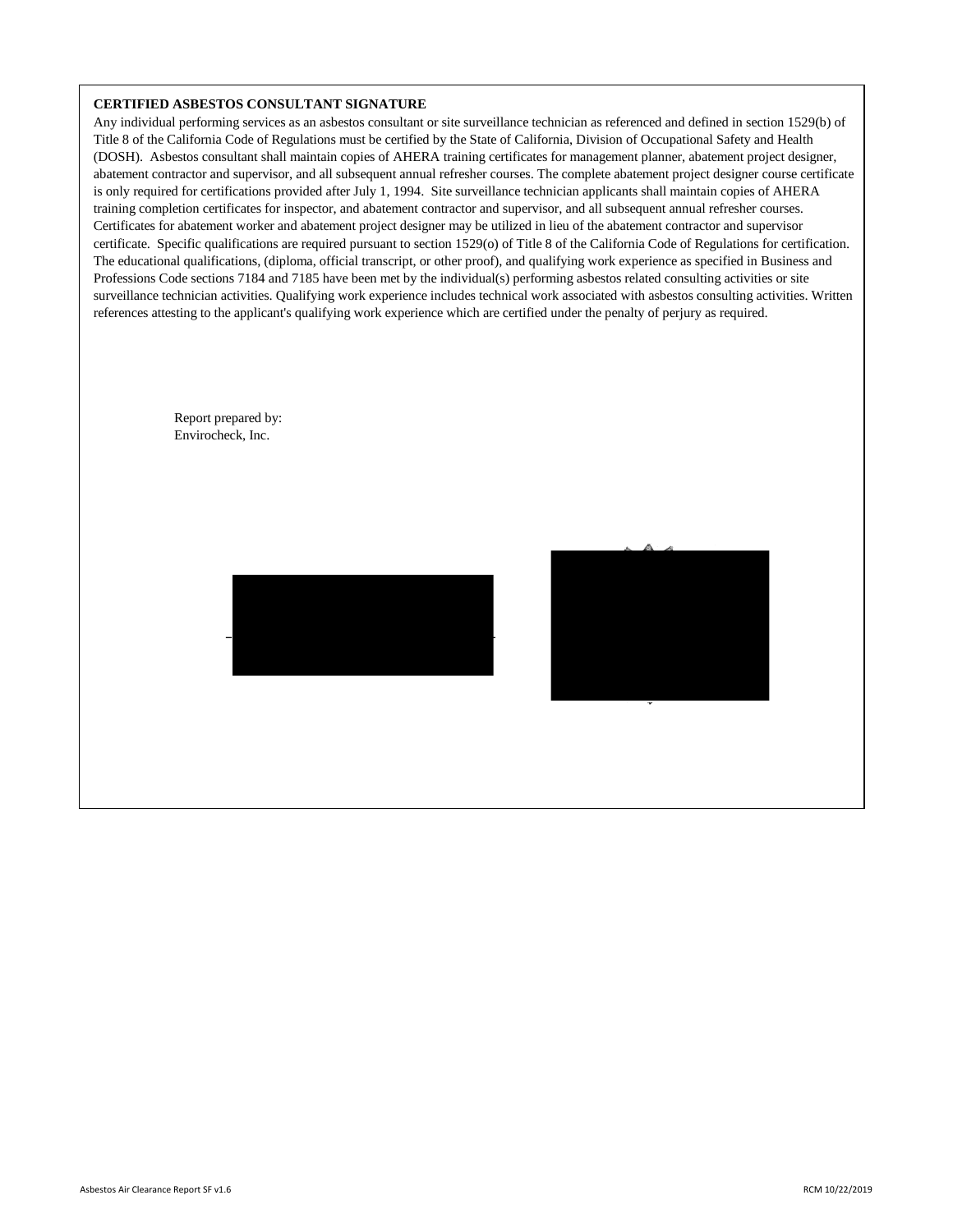**CERTIFIED ASBESTOS CONSULTANT SIGNATURE**

Any individual performing services as an asbestos consultant or site surveillance technician as referenced and defined in section 1529(b) of Title 8 of the California Code of Regulations must be certified by the State of California, Division of Occupational Safety and Health (DOSH). Asbestos consultant shall maintain copies of AHERA training certificates for management planner, abatement project designer, abatement contractor and supervisor, and all subsequent annual refresher courses. The complete abatement project designer course certificate is only required for certifications provided after July 1, 1994. Site surveillance technician applicants shall maintain copies of AHERA training completion certificates for inspector, and abatement contractor and supervisor, and all subsequent annual refresher courses. Certificates for abatement worker and abatement project designer may be utilized in lieu of the abatement contractor and supervisor certificate. Specific qualifications are required pursuant to section 1529(o) of Title 8 of the California Code of Regulations for certification. The educational qualifications, (diploma, official transcript, or other proof), and qualifying work experience as specified in Business and Professions Code sections 7184 and 7185 have been met by the individual(s) performing asbestos related consulting activities or site surveillance technician activities. Qualifying work experience includes technical work associated with asbestos consulting activities. Written references attesting to the applicant's qualifying work experience which are certified under the penalty of perjury as required.

Report prepared by:
Envirocheck, Inc.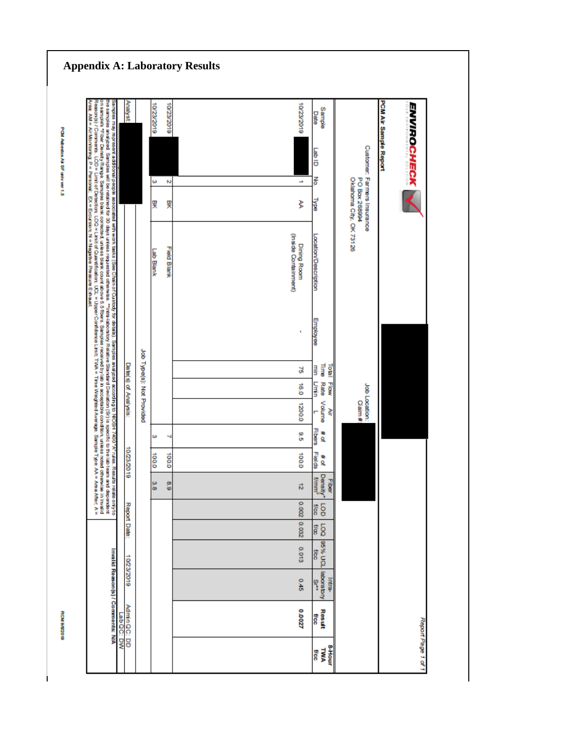## Appendix A: Laboratory Results

**ENVIROCHECK**

Report Page 1 of 1

**PCM Air Sample Report**

Customer: Farmers Insurance
PO Box 268994
Oklahoma City, OK 73126

Job Location:
Claim #:

| Sample Date | Lab ID | No | Type | Location/Description | Employee | Total Time min | Flow Rate L/min | Air Volume L | # of Fibers | # of Fields | Fiber Density* f/mm² | LOD f/cc | LOQ f/cc | 95% UCL f/cc | Intra-laboratory Sr** | Result f/cc | 8-Hour TWA f/cc |
|---|---|---|---|---|---|---|---|---|---|---|---|---|---|---|---|---|---|
| 10/23/2019 | | 1 | AA | Dining Room (Inside Containment) | - | 75 | 16.0 | 1200.0 | 9.5 | 100.0 | 12 | 0.002 | 0.032 | 0.013 | 0.45 | **0.0027** | |
| 10/23/2019 | | 2 | BK | Field Blank | | | | | 7 | 100.0 | 8.9 | | | | | | |
| 10/23/2019 | | 3 | BK | Lab Blank | | | | | 3 | 100.0 | 3.8 | | | | | | |

Job Type(s): Not Provided

Analyst: | Date(s) of Analysis: 10/23/2019 | Report Date: 10/23/2019 | Admin QC: DD | Lab QC: DW

Samples may represent additional people associated with work tasks (See Chain of Custody for details). Samples analyzed according to NIOSH 7400 "A" rules. Results relate only to the samples analyzed. Samples will be retained for 30 days unless requested otherwise. **Intra-laboratory Relative Standard Deviation (Sr) is specific to the lab team and dependent on samples *Fiber Density Range. Samples blank corrected, unless blank count above 5.5 fibers. Samples received by lab in acceptable condition, unless noted otherwise in Invalid Reason(s) / Comments. LOD = Limit of Detection, LOQ = Limit of Quantification, UCL = Upper Confidence Limit, TWA = Time Weighted Average. Sample Type: AA = Area Abat, A = Area, AM = Air Monitoring, P = Personal, EX = Excursion, N = Negative Pressure Exhaust.

**Invalid Reason(s) / Comments:** N/A

PCM Asbestos Air SF univ ver 1.5

PCM 9/9/2019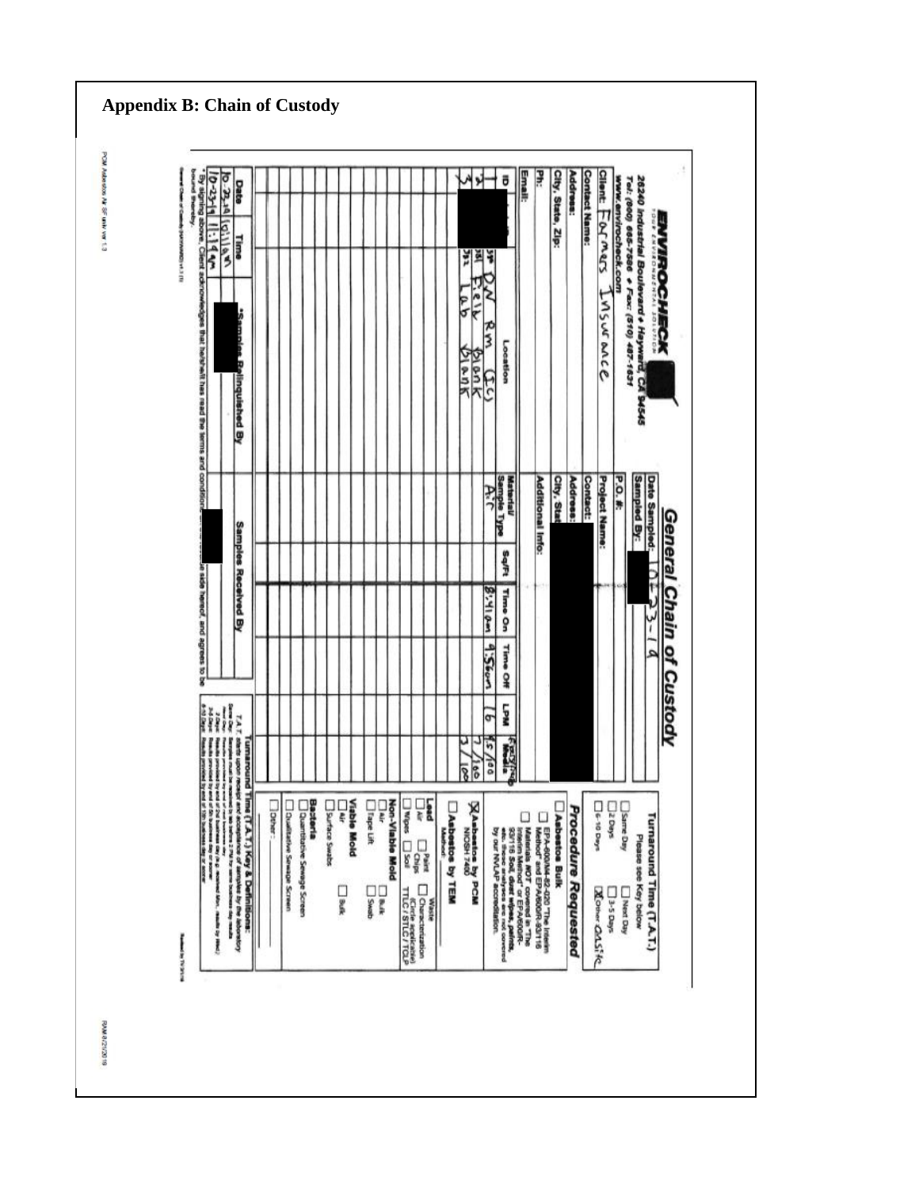# Appendix B: Chain of Custody

**ENVIROCHECK** YOUR ENVIRONMENTAL SOLUTION

26240 Industrial Boulevard • Hayward, CA 94545
Tel: (800) 665-7586 • Fax: (510) 487-1631
www.envirocheck.com

## General Chain of Custody

Client: Farmers Insurance
Contact Name:
Address:
City, State, Zip:
Ph:
Email:

Date Sampled: 10-23-19
Sampled By:
P.O. #:
Project Name:
Contact:
Address:
City, State:
Additional Info:

| ID | Location | Material/ Sample Type | Sq/Ft | Time On | Time Off | LPM | Filter/Media |
|---|---|---|---|---|---|---|---|
| 1 | 3rd DW Rm (IC) | Air | | 8:41 am | 4:56pm | 16 | 7/100 |
| 2 | 3rd Field Blank | | | | | | 7/100 |
| 3 | 3rd Lab Blank | | | | | | 3/100 |

**Turnaround Time (T.A.T.)**
Please see Key below

- ☐ Same Day
- ☐ Next Day
- ☐ 2 Days
- ☐ 3-5 Days
- ☐ 6-10 Days
- ☒ Other: onsite

**Procedure Requested**

- ☐ **Asbestos Bulk**
- ☐ EPA-600/M4-82-020 "The Interim Method" and EPA/600/R-93/116
- ☐ Materials NOT covered in "The Interim Method" or EPA/600/R-93/116 Soil, dust wipes, paints, etc. these analyses are not covered by our NVLAP accreditation.
- ☒ **Asbestos by PCM** NIOSH 7400
- ☐ **Asbestos by TEM** Method: ____
- **Lead**
  - ☐ Air ☐ Paint ☐ Waste Characterization
  - ☐ Chips (Circle applicable)
  - ☐ Wipes ☐ Soil TTLC / STLC / TCLP
- **Non-Viable Mold**
  - ☐ Air ☐ Bulk
  - ☐ Tape Lift ☐ Swab
- **Viable Mold**
  - ☐ Air ☐ Bulk
  - ☐ Surface Swabs
- **Bacteria**
  - ☐ Quantitative Sewage Screen
  - ☐ Qualitative Sewage Screen
- ☐ Other: ____

| Date | Time | *Samples Relinquished By | Samples Received By |
|---|---|---|---|
| 10-23-19 | 10:11am | | |
| 10-23-19 | 11:14am | | |

*By signing above, Client acknowledges that he/she/it has read the terms and conditions on the reverse side hereof, and agrees to be bound thereby.

**Turnaround Time (T.A.T.) Key & Definitions:**
T.A.T. starts upon receipt and acceptance of samples by the laboratory.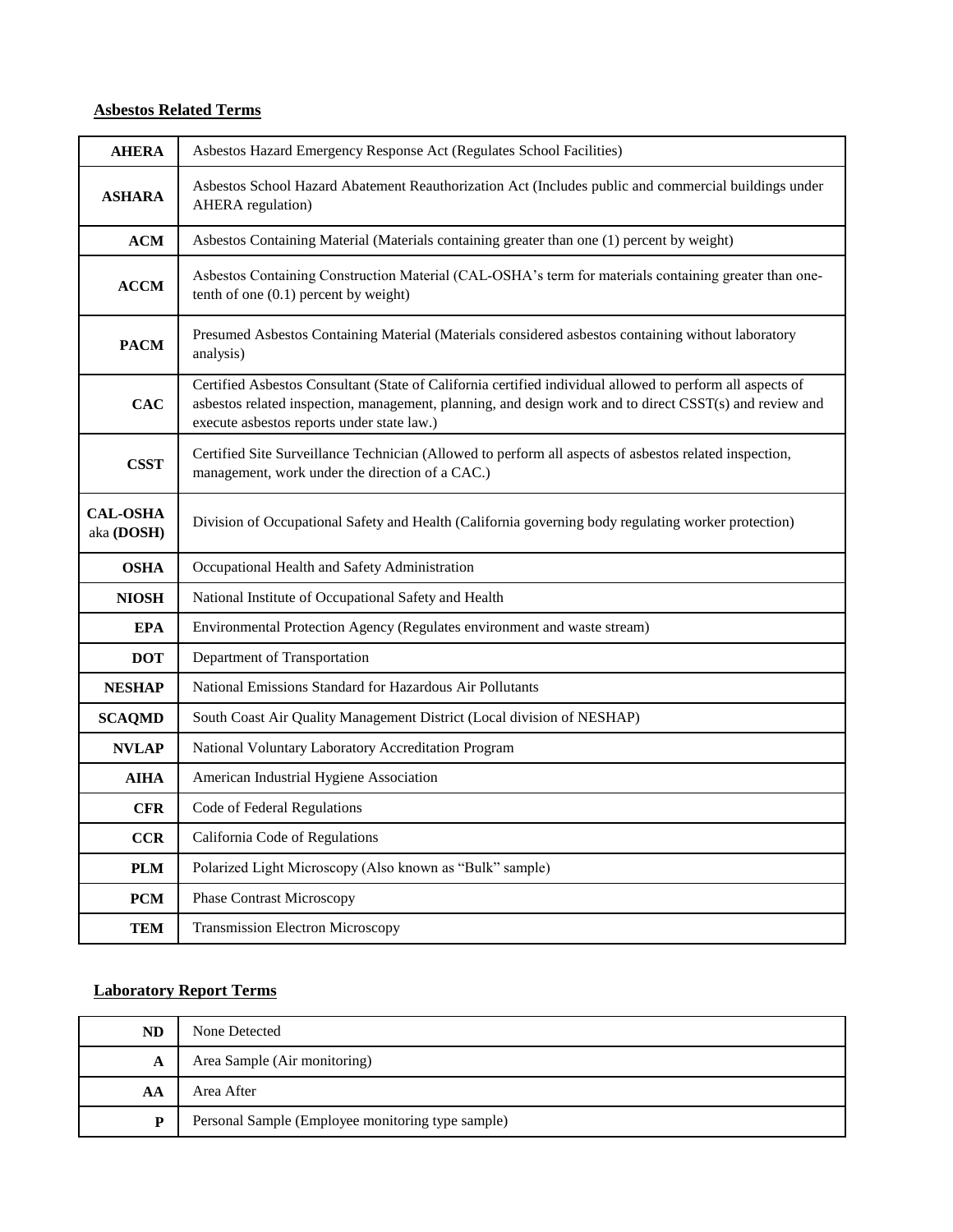**Asbestos Related Terms**

| | |
|---|---|
| **AHERA** | Asbestos Hazard Emergency Response Act (Regulates School Facilities) |
| **ASHARA** | Asbestos School Hazard Abatement Reauthorization Act (Includes public and commercial buildings under AHERA regulation) |
| **ACM** | Asbestos Containing Material (Materials containing greater than one (1) percent by weight) |
| **ACCM** | Asbestos Containing Construction Material (CAL-OSHA's term for materials containing greater than one-tenth of one (0.1) percent by weight) |
| **PACM** | Presumed Asbestos Containing Material (Materials considered asbestos containing without laboratory analysis) |
| **CAC** | Certified Asbestos Consultant (State of California certified individual allowed to perform all aspects of asbestos related inspection, management, planning, and design work and to direct CSST(s) and review and execute asbestos reports under state law.) |
| **CSST** | Certified Site Surveillance Technician (Allowed to perform all aspects of asbestos related inspection, management, work under the direction of a CAC.) |
| **CAL-OSHA** aka **(DOSH)** | Division of Occupational Safety and Health (California governing body regulating worker protection) |
| **OSHA** | Occupational Health and Safety Administration |
| **NIOSH** | National Institute of Occupational Safety and Health |
| **EPA** | Environmental Protection Agency (Regulates environment and waste stream) |
| **DOT** | Department of Transportation |
| **NESHAP** | National Emissions Standard for Hazardous Air Pollutants |
| **SCAQMD** | South Coast Air Quality Management District (Local division of NESHAP) |
| **NVLAP** | National Voluntary Laboratory Accreditation Program |
| **AIHA** | American Industrial Hygiene Association |
| **CFR** | Code of Federal Regulations |
| **CCR** | California Code of Regulations |
| **PLM** | Polarized Light Microscopy (Also known as "Bulk" sample) |
| **PCM** | Phase Contrast Microscopy |
| **TEM** | Transmission Electron Microscopy |

**Laboratory Report Terms**

| | |
|---|---|
| **ND** | None Detected |
| **A** | Area Sample (Air monitoring) |
| **AA** | Area After |
| **P** | Personal Sample (Employee monitoring type sample) |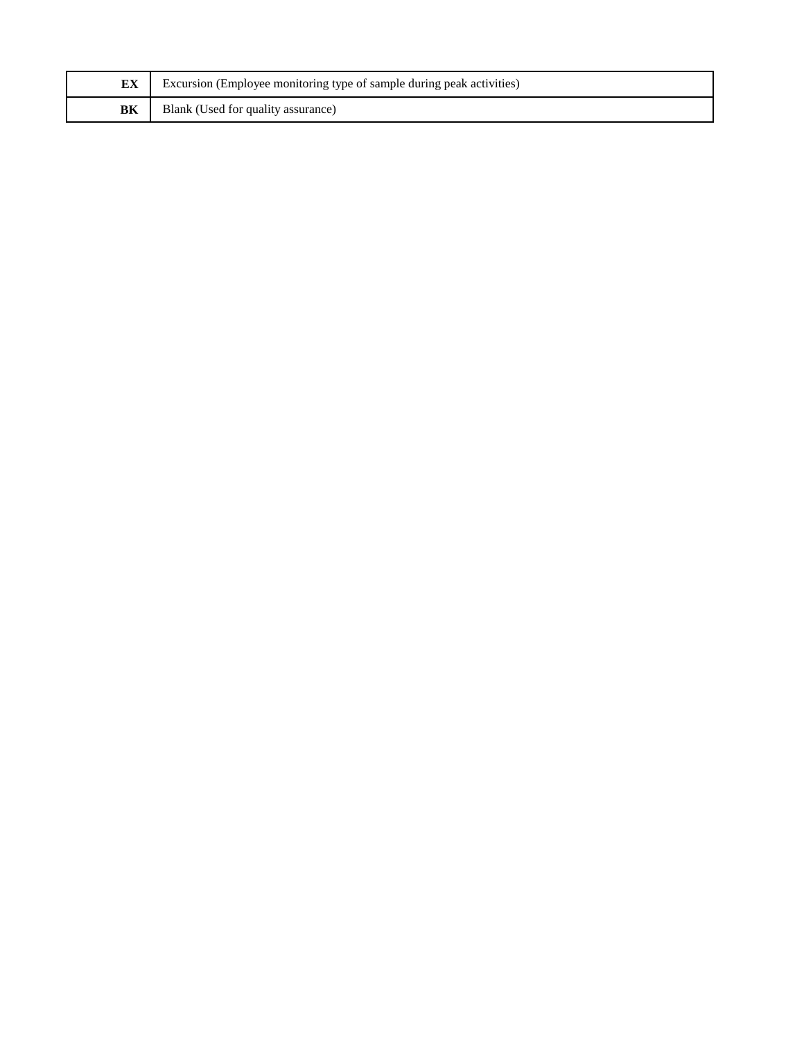| | |
|---|---|
| **EX** | Excursion (Employee monitoring type of sample during peak activities) |
| **BK** | Blank (Used for quality assurance) |